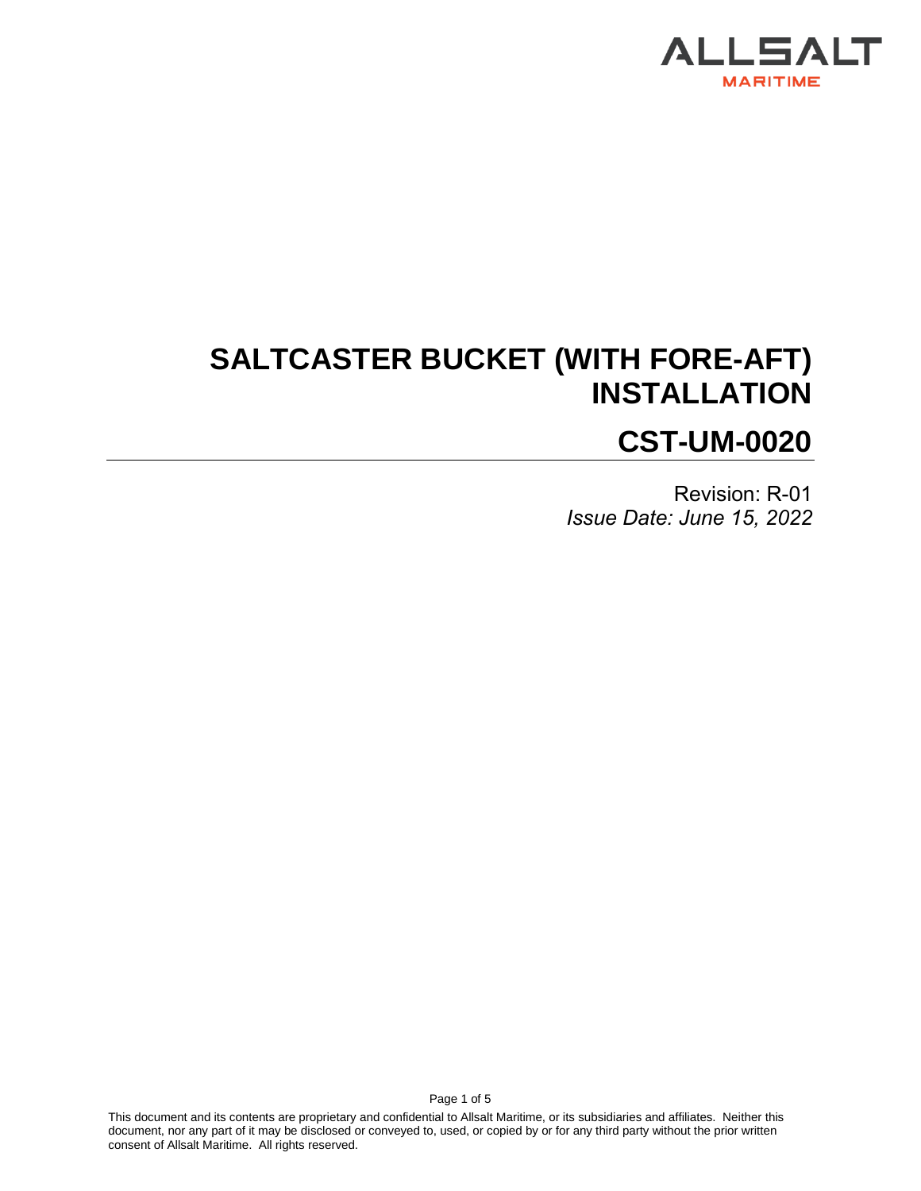ALLSALT
MARITIME

# SALTCASTER BUCKET (WITH FORE-AFT) INSTALLATION

## CST-UM-0020

Revision: R-01

*Issue Date: June 15, 2022*

This document and its contents are proprietary and confidential to Allsalt Maritime, or its subsidiaries and affiliates. Neither this document, nor any part of it may be disclosed or conveyed to, used, or copied by or for any third party without the prior written consent of Allsalt Maritime. All rights reserved.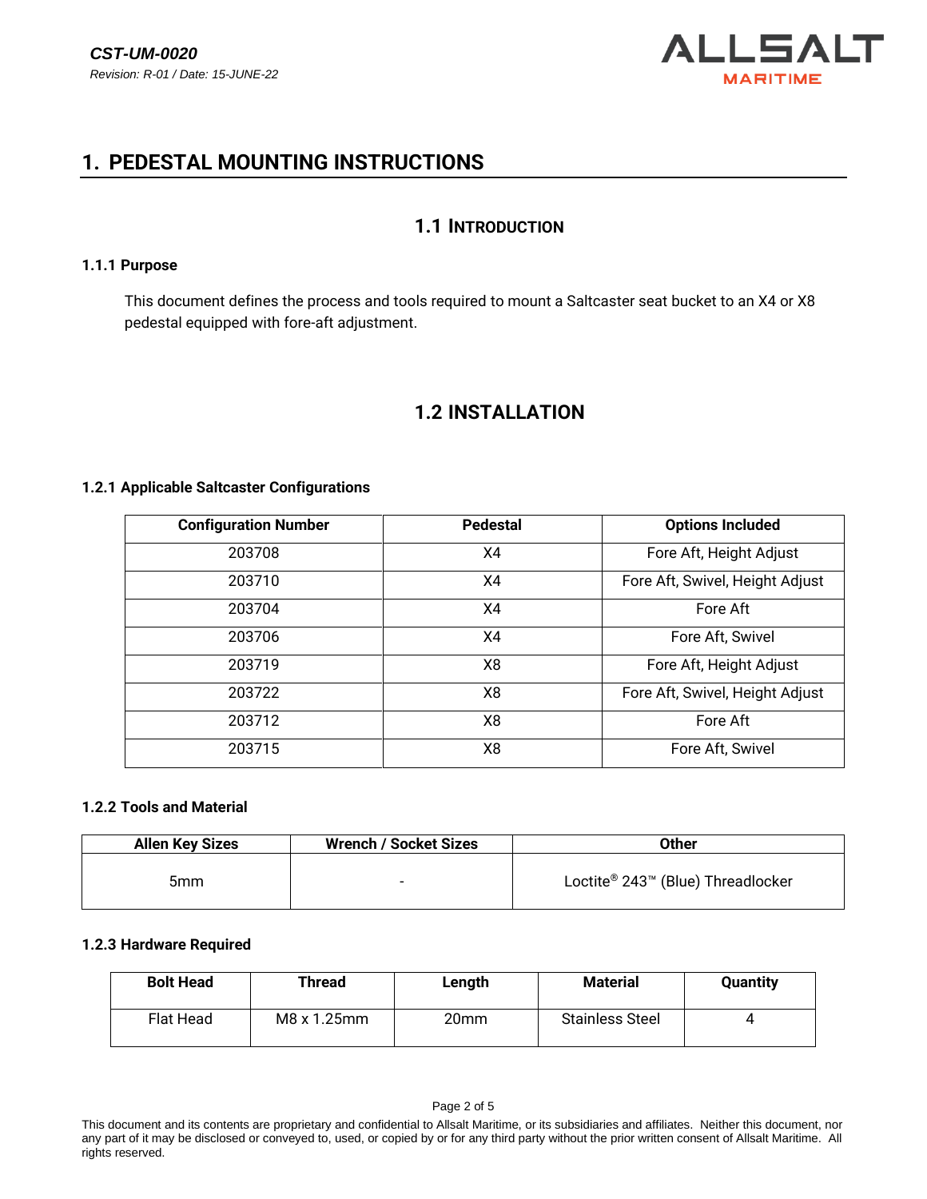# 1. PEDESTAL MOUNTING INSTRUCTIONS

## 1.1 INTRODUCTION

### 1.1.1 Purpose

This document defines the process and tools required to mount a Saltcaster seat bucket to an X4 or X8 pedestal equipped with fore-aft adjustment.

## 1.2 INSTALLATION

### 1.2.1 Applicable Saltcaster Configurations

| Configuration Number | Pedestal | Options Included |
|---|---|---|
| 203708 | X4 | Fore Aft, Height Adjust |
| 203710 | X4 | Fore Aft, Swivel, Height Adjust |
| 203704 | X4 | Fore Aft |
| 203706 | X4 | Fore Aft, Swivel |
| 203719 | X8 | Fore Aft, Height Adjust |
| 203722 | X8 | Fore Aft, Swivel, Height Adjust |
| 203712 | X8 | Fore Aft |
| 203715 | X8 | Fore Aft, Swivel |

### 1.2.2 Tools and Material

| Allen Key Sizes | Wrench / Socket Sizes | Other |
|---|---|---|
| 5mm | - | Loctite® 243™ (Blue) Threadlocker |

### 1.2.3 Hardware Required

| Bolt Head | Thread | Length | Material | Quantity |
|---|---|---|---|---|
| Flat Head | M8 x 1.25mm | 20mm | Stainless Steel | 4 |

This document and its contents are proprietary and confidential to Allsalt Maritime, or its subsidiaries and affiliates. Neither this document, nor any part of it may be disclosed or conveyed to, used, or copied by or for any third party without the prior written consent of Allsalt Maritime. All rights reserved.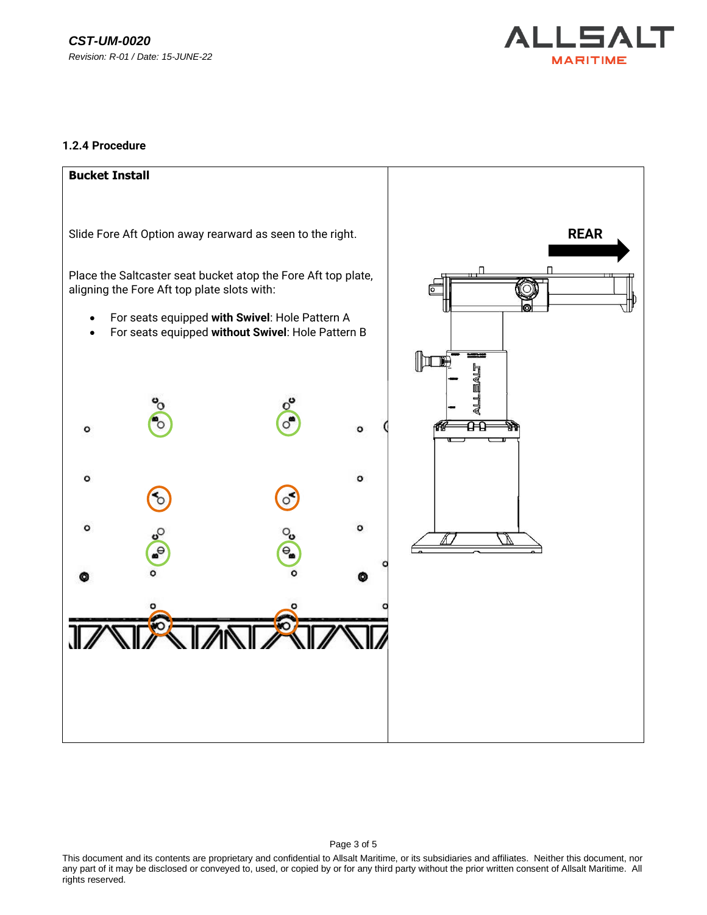### 1.2.4 Procedure

**Bucket Install**

Slide Fore Aft Option away rearward as seen to the right.

Place the Saltcaster seat bucket atop the Fore Aft top plate, aligning the Fore Aft top plate slots with:

- For seats equipped **with Swivel**: Hole Pattern A
- For seats equipped **without Swivel**: Hole Pattern B

REAR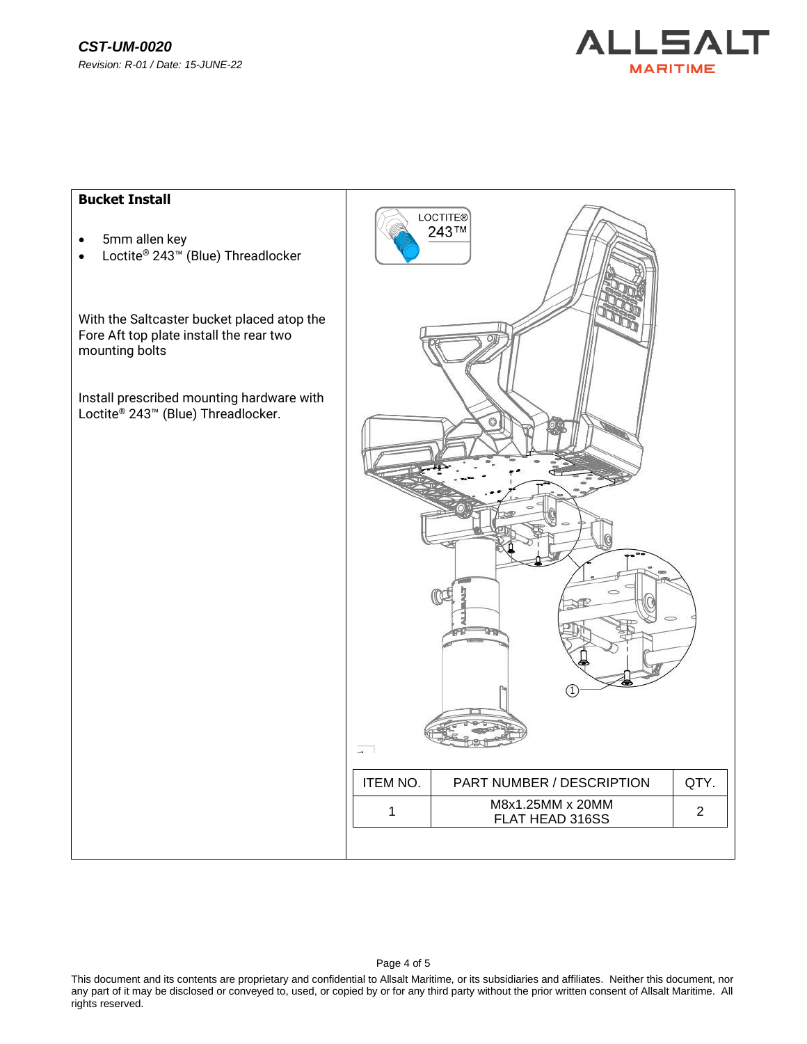## Bucket Install

- 5mm allen key
- Loctite® 243™ (Blue) Threadlocker

With the Saltcaster bucket placed atop the Fore Aft top plate install the rear two mounting bolts

Install prescribed mounting hardware with Loctite® 243™ (Blue) Threadlocker.

| ITEM NO. | PART NUMBER / DESCRIPTION | QTY. |
| --- | --- | --- |
| 1 | M8x1.25MM x 20MM FLAT HEAD 316SS | 2 |

This document and its contents are proprietary and confidential to Allsalt Maritime, or its subsidiaries and affiliates. Neither this document, nor any part of it may be disclosed or conveyed to, used, or copied by or for any third party without the prior written consent of Allsalt Maritime. All rights reserved.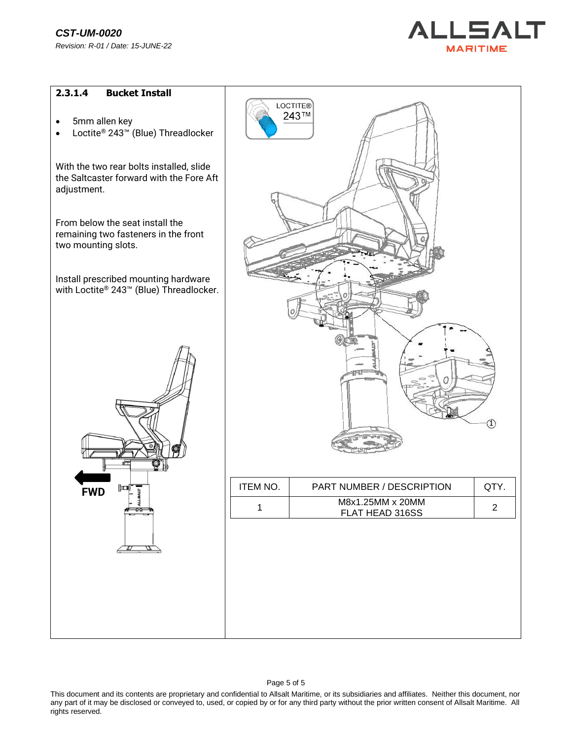### 2.3.1.4 Bucket Install

- 5mm allen key
- Loctite® 243™ (Blue) Threadlocker

With the two rear bolts installed, slide the Saltcaster forward with the Fore Aft adjustment.

From below the seat install the remaining two fasteners in the front two mounting slots.

Install prescribed mounting hardware with Loctite® 243™ (Blue) Threadlocker.

LOCTITE® 243™

FWD

1

| ITEM NO. | PART NUMBER / DESCRIPTION | QTY. |
| --- | --- | --- |
| 1 | M8x1.25MM x 20MM FLAT HEAD 316SS | 2 |

This document and its contents are proprietary and confidential to Allsalt Maritime, or its subsidiaries and affiliates. Neither this document, nor any part of it may be disclosed or conveyed to, used, or copied by or for any third party without the prior written consent of Allsalt Maritime. All rights reserved.